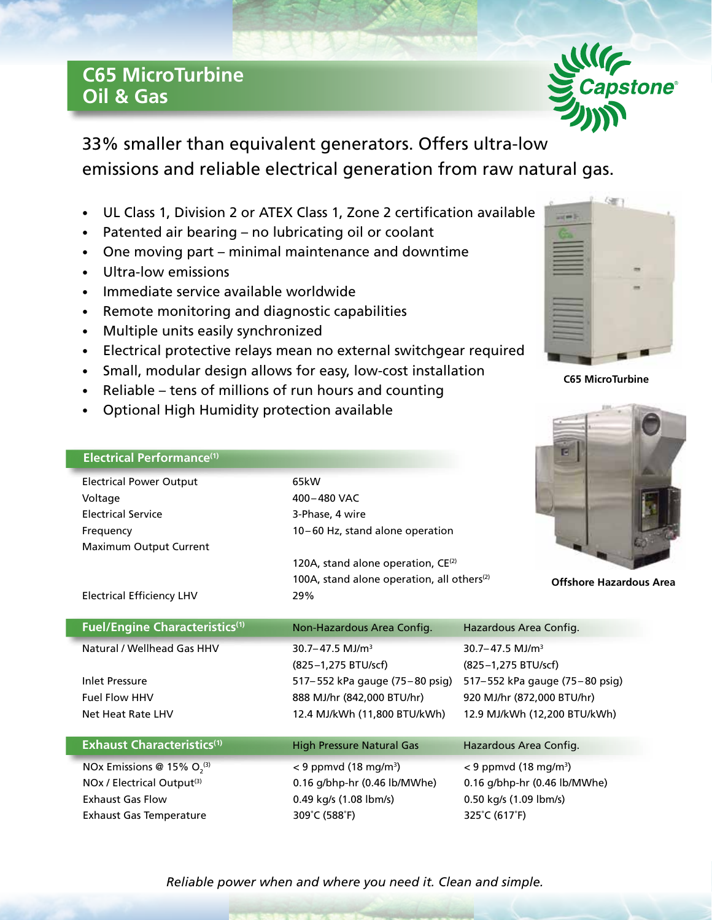# C65 MicroTurbine Oil & Gas

Capstone®

## 33% smaller than equivalent generators. Offers ultra-low emissions and reliable electrical generation from raw natural gas.

- UL Class 1, Division 2 or ATEX Class 1, Zone 2 certification available
- Patented air bearing – no lubricating oil or coolant
- One moving part – minimal maintenance and downtime
- Ultra-low emissions
- Immediate service available worldwide
- Remote monitoring and diagnostic capabilities
- Multiple units easily synchronized
- Electrical protective relays mean no external switchgear required
- Small, modular design allows for easy, low-cost installation
- Reliable – tens of millions of run hours and counting
- Optional High Humidity protection available

C65 MicroTurbine

Offshore Hazardous Area

| Electrical Performance[(1)] | |
|---|---|
| Electrical Power Output | 65kW |
| Voltage | 400–480 VAC |
| Electrical Service | 3-Phase, 4 wire |
| Frequency | 10–60 Hz, stand alone operation |
| Maximum Output Current | 120A, stand alone operation, CE[(2)] |
| | 100A, stand alone operation, all others[(2)] |
| Electrical Efficiency LHV | 29% |

| Fuel/Engine Characteristics[(1)] | Non-Hazardous Area Config. | Hazardous Area Config. |
|---|---|---|
| Natural / Wellhead Gas HHV | 30.7–47.5 MJ/m³ (825–1,275 BTU/scf) | 30.7–47.5 MJ/m³ (825–1,275 BTU/scf) |
| Inlet Pressure | 517–552 kPa gauge (75–80 psig) | 517–552 kPa gauge (75–80 psig) |
| Fuel Flow HHV | 888 MJ/hr (842,000 BTU/hr) | 920 MJ/hr (872,000 BTU/hr) |
| Net Heat Rate LHV | 12.4 MJ/kWh (11,800 BTU/kWh) | 12.9 MJ/kWh (12,200 BTU/kWh) |

| Exhaust Characteristics[(1)] | High Pressure Natural Gas | Hazardous Area Config. |
|---|---|---|
| NOx Emissions @ 15% $O_2$[(3)] | < 9 ppmvd (18 mg/m³) | < 9 ppmvd (18 mg/m³) |
| NOx / Electrical Output[(3)] | 0.16 g/bhp-hr (0.46 lb/MWhe) | 0.16 g/bhp-hr (0.46 lb/MWhe) |
| Exhaust Gas Flow | 0.49 kg/s (1.08 lbm/s) | 0.50 kg/s (1.09 lbm/s) |
| Exhaust Gas Temperature | 309°C (588°F) | 325°C (617°F) |

*Reliable power when and where you need it. Clean and simple.*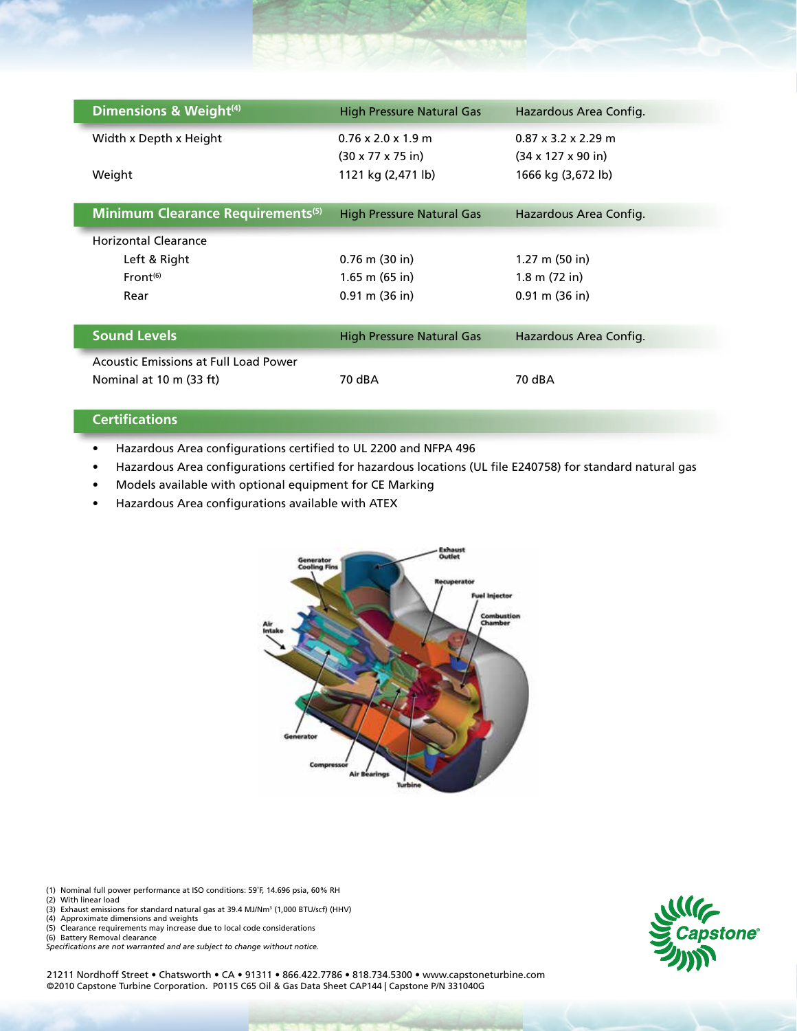| Dimensions & Weight[4] | High Pressure Natural Gas | Hazardous Area Config. |
|---|---|---|
| Width x Depth x Height | 0.76 x 2.0 x 1.9 m (30 x 77 x 75 in) | 0.87 x 3.2 x 2.29 m (34 x 127 x 90 in) |
| Weight | 1121 kg (2,471 lb) | 1666 kg (3,672 lb) |

| Minimum Clearance Requirements[5] | High Pressure Natural Gas | Hazardous Area Config. |
|---|---|---|
| Horizontal Clearance | | |
| Left & Right | 0.76 m (30 in) | 1.27 m (50 in) |
| Front[6] | 1.65 m (65 in) | 1.8 m (72 in) |
| Rear | 0.91 m (36 in) | 0.91 m (36 in) |

| Sound Levels | High Pressure Natural Gas | Hazardous Area Config. |
|---|---|---|
| Acoustic Emissions at Full Load Power Nominal at 10 m (33 ft) | 70 dBA | 70 dBA |

## Certifications

- Hazardous Area configurations certified to UL 2200 and NFPA 496
- Hazardous Area configurations certified for hazardous locations (UL file E240758) for standard natural gas
- Models available with optional equipment for CE Marking
- Hazardous Area configurations available with ATEX

Generator Cooling Fins
Exhaust Outlet
Recuperator
Fuel Injector
Combustion Chamber
Air Intake
Generator
Compressor
Air Bearings
Turbine

(1) Nominal full power performance at ISO conditions: 59°F, 14.696 psia, 60% RH
(2) With linear load
(3) Exhaust emissions for standard natural gas at 39.4 MJ/Nm³ (1,000 BTU/scf) (HHV)
(4) Approximate dimensions and weights
(5) Clearance requirements may increase due to local code considerations
(6) Battery Removal clearance

*Specifications are not warranted and are subject to change without notice.*

Capstone®

21211 Nordhoff Street • Chatsworth • CA • 91311 • 866.422.7786 • 818.734.5300 • www.capstoneturbine.com
©2010 Capstone Turbine Corporation. P0115 C65 Oil & Gas Data Sheet CAP144 | Capstone P/N 331040G